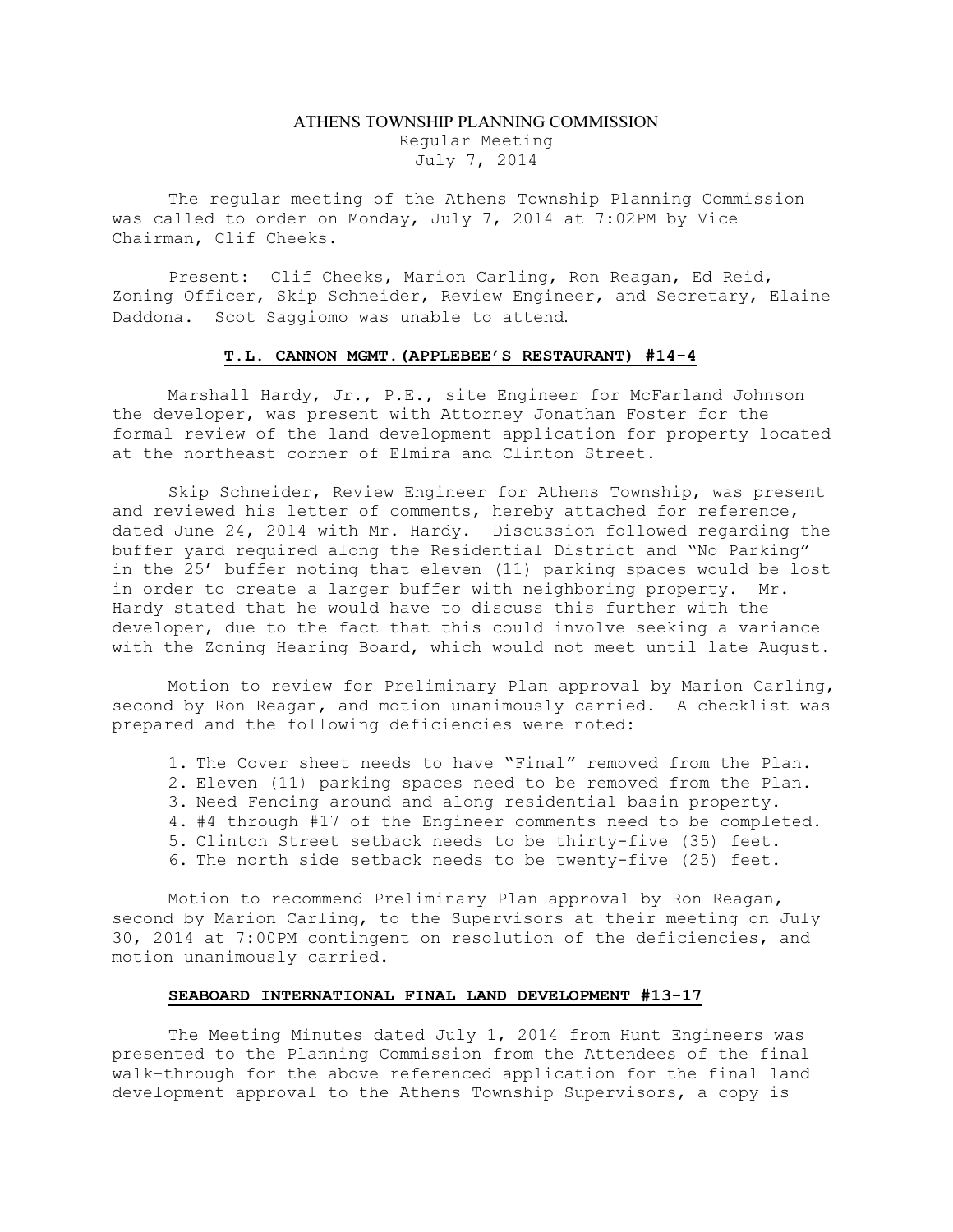# ATHENS TOWNSHIP PLANNING COMMISSION

Regular Meeting
July 7, 2014

The regular meeting of the Athens Township Planning Commission was called to order on Monday, July 7, 2014 at 7:02PM by Vice Chairman, Clif Cheeks.

Present: Clif Cheeks, Marion Carling, Ron Reagan, Ed Reid, Zoning Officer, Skip Schneider, Review Engineer, and Secretary, Elaine Daddona. Scot Saggiomo was unable to attend.

## T.L. CANNON MGMT.(APPLEBEE'S RESTAURANT) #14-4

Marshall Hardy, Jr., P.E., site Engineer for McFarland Johnson the developer, was present with Attorney Jonathan Foster for the formal review of the land development application for property located at the northeast corner of Elmira and Clinton Street.

Skip Schneider, Review Engineer for Athens Township, was present and reviewed his letter of comments, hereby attached for reference, dated June 24, 2014 with Mr. Hardy. Discussion followed regarding the buffer yard required along the Residential District and "No Parking" in the 25' buffer noting that eleven (11) parking spaces would be lost in order to create a larger buffer with neighboring property. Mr. Hardy stated that he would have to discuss this further with the developer, due to the fact that this could involve seeking a variance with the Zoning Hearing Board, which would not meet until late August.

Motion to review for Preliminary Plan approval by Marion Carling, second by Ron Reagan, and motion unanimously carried. A checklist was prepared and the following deficiencies were noted:

1. The Cover sheet needs to have "Final" removed from the Plan.
2. Eleven (11) parking spaces need to be removed from the Plan.
3. Need Fencing around and along residential basin property.
4. #4 through #17 of the Engineer comments need to be completed.
5. Clinton Street setback needs to be thirty-five (35) feet.
6. The north side setback needs to be twenty-five (25) feet.

Motion to recommend Preliminary Plan approval by Ron Reagan, second by Marion Carling, to the Supervisors at their meeting on July 30, 2014 at 7:00PM contingent on resolution of the deficiencies, and motion unanimously carried.

## SEABOARD INTERNATIONAL FINAL LAND DEVELOPMENT #13-17

The Meeting Minutes dated July 1, 2014 from Hunt Engineers was presented to the Planning Commission from the Attendees of the final walk-through for the above referenced application for the final land development approval to the Athens Township Supervisors, a copy is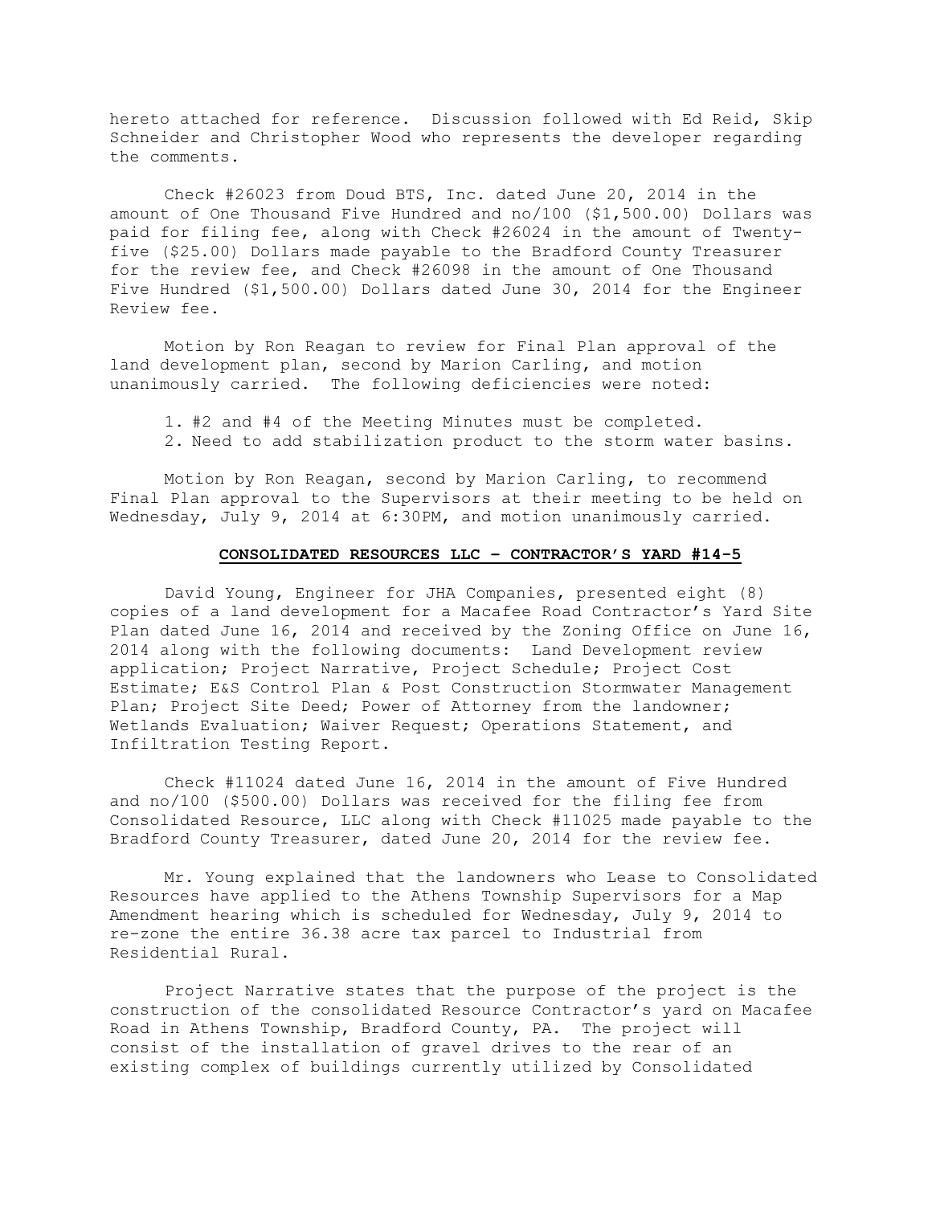hereto attached for reference. Discussion followed with Ed Reid, Skip Schneider and Christopher Wood who represents the developer regarding the comments.

Check #26023 from Doud BTS, Inc. dated June 20, 2014 in the amount of One Thousand Five Hundred and no/100 ($1,500.00) Dollars was paid for filing fee, along with Check #26024 in the amount of Twenty-five ($25.00) Dollars made payable to the Bradford County Treasurer for the review fee, and Check #26098 in the amount of One Thousand Five Hundred ($1,500.00) Dollars dated June 30, 2014 for the Engineer Review fee.

Motion by Ron Reagan to review for Final Plan approval of the land development plan, second by Marion Carling, and motion unanimously carried. The following deficiencies were noted:

1. #2 and #4 of the Meeting Minutes must be completed.
2. Need to add stabilization product to the storm water basins.

Motion by Ron Reagan, second by Marion Carling, to recommend Final Plan approval to the Supervisors at their meeting to be held on Wednesday, July 9, 2014 at 6:30PM, and motion unanimously carried.

## CONSOLIDATED RESOURCES LLC – CONTRACTOR'S YARD #14-5

David Young, Engineer for JHA Companies, presented eight (8) copies of a land development for a Macafee Road Contractor's Yard Site Plan dated June 16, 2014 and received by the Zoning Office on June 16, 2014 along with the following documents: Land Development review application; Project Narrative, Project Schedule; Project Cost Estimate; E&S Control Plan & Post Construction Stormwater Management Plan; Project Site Deed; Power of Attorney from the landowner; Wetlands Evaluation; Waiver Request; Operations Statement, and Infiltration Testing Report.

Check #11024 dated June 16, 2014 in the amount of Five Hundred and no/100 ($500.00) Dollars was received for the filing fee from Consolidated Resource, LLC along with Check #11025 made payable to the Bradford County Treasurer, dated June 20, 2014 for the review fee.

Mr. Young explained that the landowners who Lease to Consolidated Resources have applied to the Athens Township Supervisors for a Map Amendment hearing which is scheduled for Wednesday, July 9, 2014 to re-zone the entire 36.38 acre tax parcel to Industrial from Residential Rural.

Project Narrative states that the purpose of the project is the construction of the consolidated Resource Contractor's yard on Macafee Road in Athens Township, Bradford County, PA. The project will consist of the installation of gravel drives to the rear of an existing complex of buildings currently utilized by Consolidated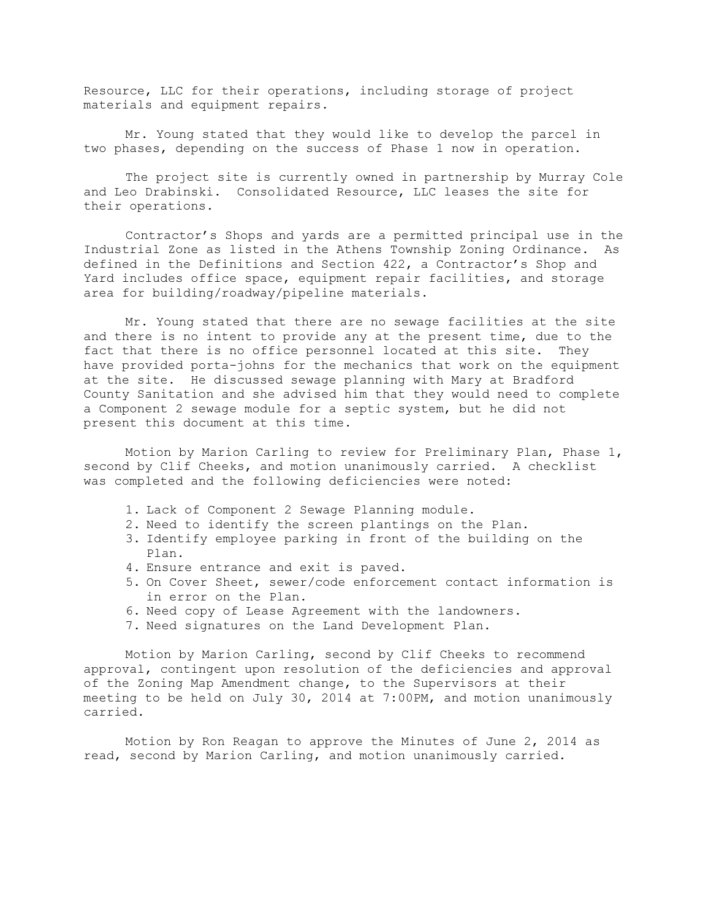Resource, LLC for their operations, including storage of project materials and equipment repairs.

Mr. Young stated that they would like to develop the parcel in two phases, depending on the success of Phase 1 now in operation.

The project site is currently owned in partnership by Murray Cole and Leo Drabinski. Consolidated Resource, LLC leases the site for their operations.

Contractor's Shops and yards are a permitted principal use in the Industrial Zone as listed in the Athens Township Zoning Ordinance. As defined in the Definitions and Section 422, a Contractor's Shop and Yard includes office space, equipment repair facilities, and storage area for building/roadway/pipeline materials.

Mr. Young stated that there are no sewage facilities at the site and there is no intent to provide any at the present time, due to the fact that there is no office personnel located at this site. They have provided porta-johns for the mechanics that work on the equipment at the site. He discussed sewage planning with Mary at Bradford County Sanitation and she advised him that they would need to complete a Component 2 sewage module for a septic system, but he did not present this document at this time.

Motion by Marion Carling to review for Preliminary Plan, Phase 1, second by Clif Cheeks, and motion unanimously carried. A checklist was completed and the following deficiencies were noted:

1. Lack of Component 2 Sewage Planning module.
2. Need to identify the screen plantings on the Plan.
3. Identify employee parking in front of the building on the Plan.
4. Ensure entrance and exit is paved.
5. On Cover Sheet, sewer/code enforcement contact information is in error on the Plan.
6. Need copy of Lease Agreement with the landowners.
7. Need signatures on the Land Development Plan.

Motion by Marion Carling, second by Clif Cheeks to recommend approval, contingent upon resolution of the deficiencies and approval of the Zoning Map Amendment change, to the Supervisors at their meeting to be held on July 30, 2014 at 7:00PM, and motion unanimously carried.

Motion by Ron Reagan to approve the Minutes of June 2, 2014 as read, second by Marion Carling, and motion unanimously carried.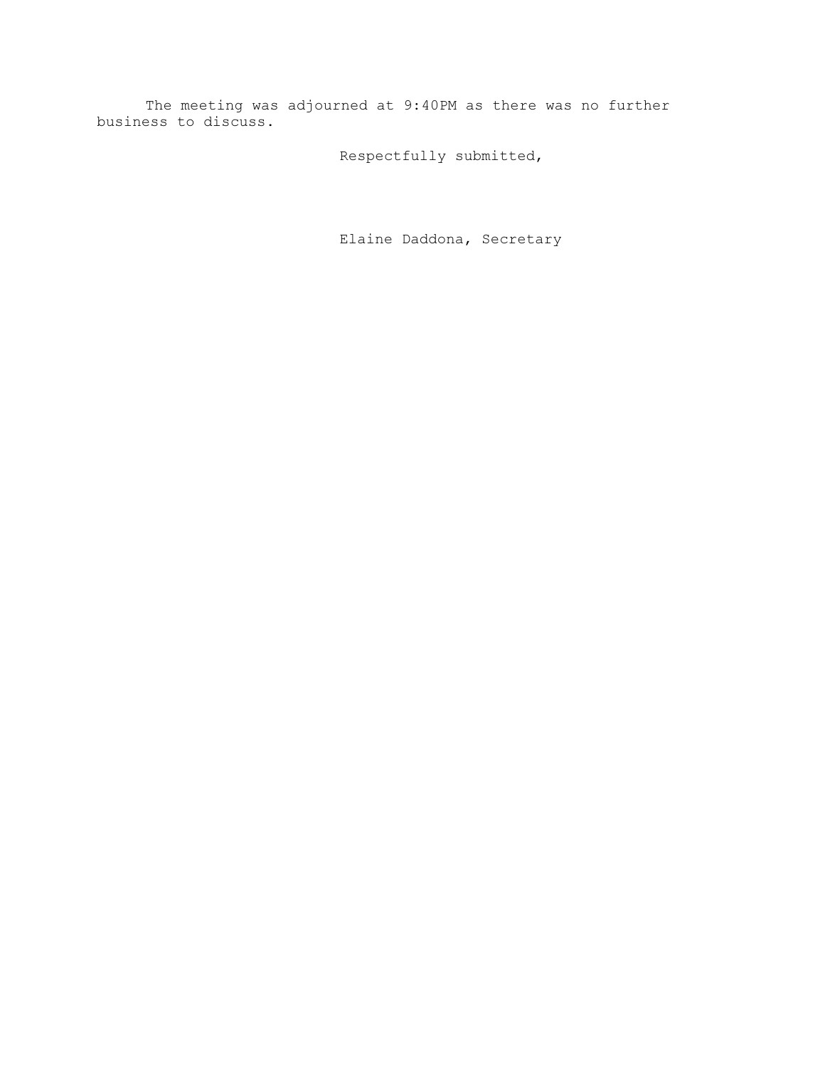The meeting was adjourned at 9:40PM as there was no further business to discuss.

Respectfully submitted,

Elaine Daddona, Secretary